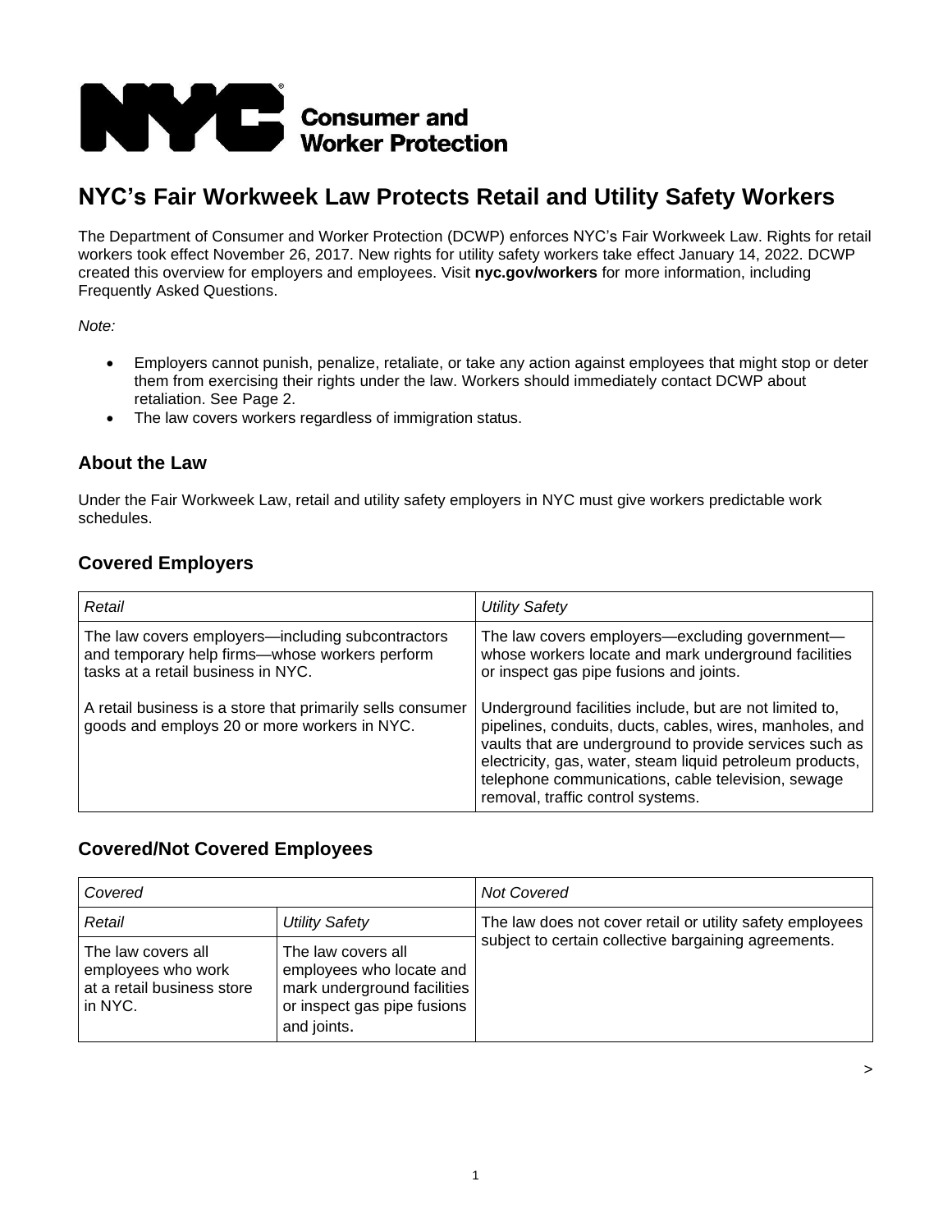**Consumer and Worker Protection**

# NYC's Fair Workweek Law Protects Retail and Utility Safety Workers

The Department of Consumer and Worker Protection (DCWP) enforces NYC's Fair Workweek Law. Rights for retail workers took effect November 26, 2017. New rights for utility safety workers take effect January 14, 2022. DCWP created this overview for employers and employees. Visit **nyc.gov/workers** for more information, including Frequently Asked Questions.

*Note:*

- Employers cannot punish, penalize, retaliate, or take any action against employees that might stop or deter them from exercising their rights under the law. Workers should immediately contact DCWP about retaliation. See Page 2.
- The law covers workers regardless of immigration status.

## About the Law

Under the Fair Workweek Law, retail and utility safety employers in NYC must give workers predictable work schedules.

## Covered Employers

| *Retail* | *Utility Safety* |
|---|---|
| The law covers employers—including subcontractors and temporary help firms—whose workers perform tasks at a retail business in NYC.<br><br>A retail business is a store that primarily sells consumer goods and employs 20 or more workers in NYC. | The law covers employers—excluding government—whose workers locate and mark underground facilities or inspect gas pipe fusions and joints.<br><br>Underground facilities include, but are not limited to, pipelines, conduits, ducts, cables, wires, manholes, and vaults that are underground to provide services such as electricity, gas, water, steam liquid petroleum products, telephone communications, cable television, sewage removal, traffic control systems. |

## Covered/Not Covered Employees

| *Covered* | | *Not Covered* |
|---|---|---|
| *Retail* | *Utility Safety* | The law does not cover retail or utility safety employees subject to certain collective bargaining agreements. |
| The law covers all employees who work at a retail business store in NYC. | The law covers all employees who locate and mark underground facilities or inspect gas pipe fusions and joints. | |

>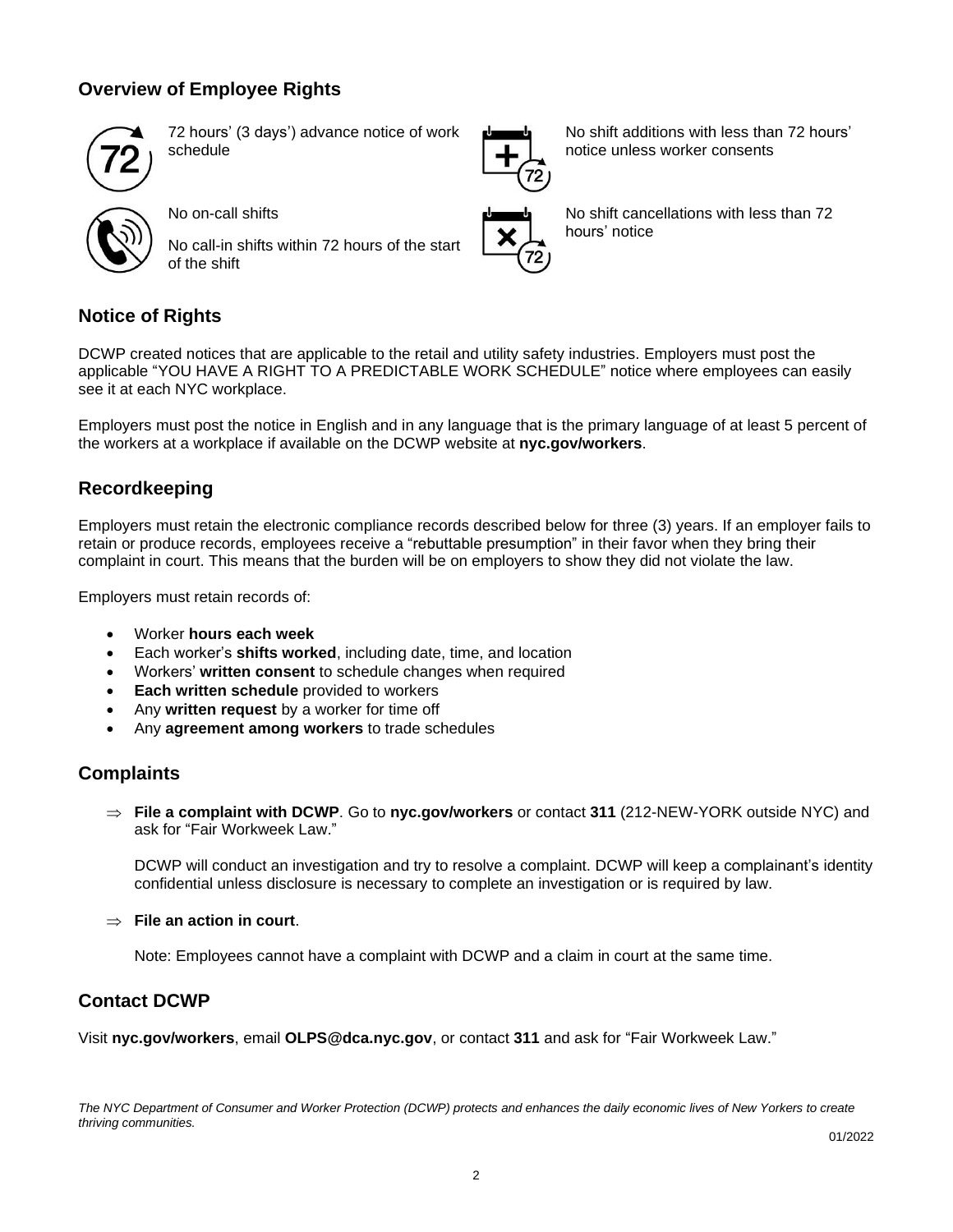## Overview of Employee Rights

72 hours' (3 days') advance notice of work schedule

No shift additions with less than 72 hours' notice unless worker consents

No on-call shifts

No call-in shifts within 72 hours of the start of the shift

No shift cancellations with less than 72 hours' notice

## Notice of Rights

DCWP created notices that are applicable to the retail and utility safety industries. Employers must post the applicable "YOU HAVE A RIGHT TO A PREDICTABLE WORK SCHEDULE" notice where employees can easily see it at each NYC workplace.

Employers must post the notice in English and in any language that is the primary language of at least 5 percent of the workers at a workplace if available on the DCWP website at **nyc.gov/workers**.

## Recordkeeping

Employers must retain the electronic compliance records described below for three (3) years. If an employer fails to retain or produce records, employees receive a "rebuttable presumption" in their favor when they bring their complaint in court. This means that the burden will be on employers to show they did not violate the law.

Employers must retain records of:

- Worker **hours each week**
- Each worker's **shifts worked**, including date, time, and location
- Workers' **written consent** to schedule changes when required
- **Each written schedule** provided to workers
- Any **written request** by a worker for time off
- Any **agreement among workers** to trade schedules

## Complaints

⇒ **File a complaint with DCWP**. Go to **nyc.gov/workers** or contact **311** (212-NEW-YORK outside NYC) and ask for "Fair Workweek Law."

DCWP will conduct an investigation and try to resolve a complaint. DCWP will keep a complainant's identity confidential unless disclosure is necessary to complete an investigation or is required by law.

⇒ **File an action in court**.

Note: Employees cannot have a complaint with DCWP and a claim in court at the same time.

## Contact DCWP

Visit **nyc.gov/workers**, email **OLPS@dca.nyc.gov**, or contact **311** and ask for "Fair Workweek Law."

*The NYC Department of Consumer and Worker Protection (DCWP) protects and enhances the daily economic lives of New Yorkers to create thriving communities.*

01/2022